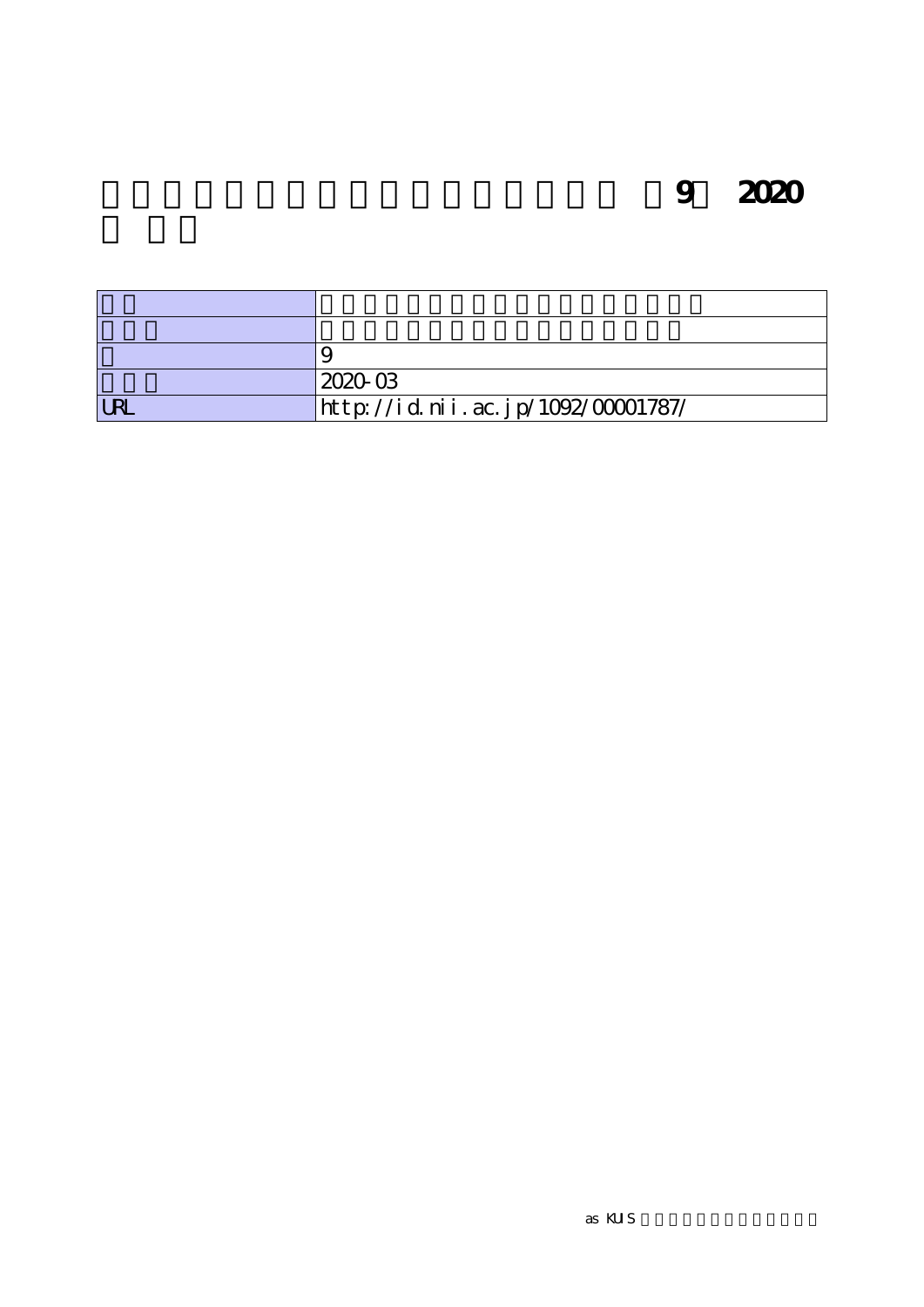# 9 2020

| | |
|---|---|
| | |
| | |
| | 9 |
| | 2020-03 |
| URL | http://id.nii.ac.jp/1092/00001787/ |

as KUIS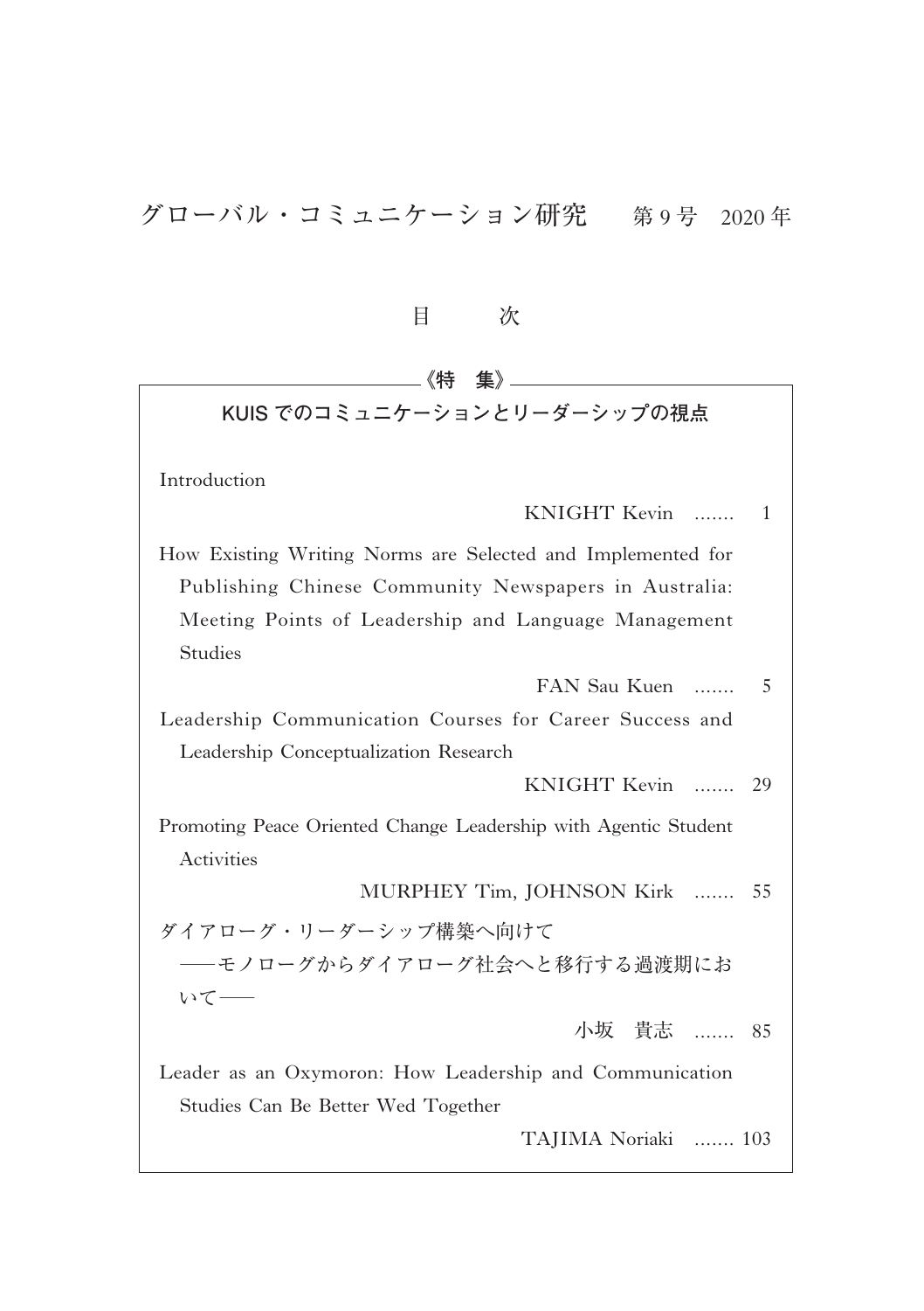# グローバル・コミュニケーション研究　第 9 号　2020 年

## 目　次

《特　集》

### KUIS でのコミュニケーションとリーダーシップの視点

Introduction

KNIGHT Kevin ....... 1

How Existing Writing Norms are Selected and Implemented for Publishing Chinese Community Newspapers in Australia: Meeting Points of Leadership and Language Management Studies

FAN Sau Kuen ....... 5

Leadership Communication Courses for Career Success and Leadership Conceptualization Research

KNIGHT Kevin ....... 29

Promoting Peace Oriented Change Leadership with Agentic Student Activities

MURPHEY Tim, JOHNSON Kirk ....... 55

ダイアローグ・リーダーシップ構築へ向けて
──モノローグからダイアローグ社会へと移行する過渡期において──

小坂　貴志 ....... 85

Leader as an Oxymoron: How Leadership and Communication Studies Can Be Better Wed Together

TAJIMA Noriaki ....... 103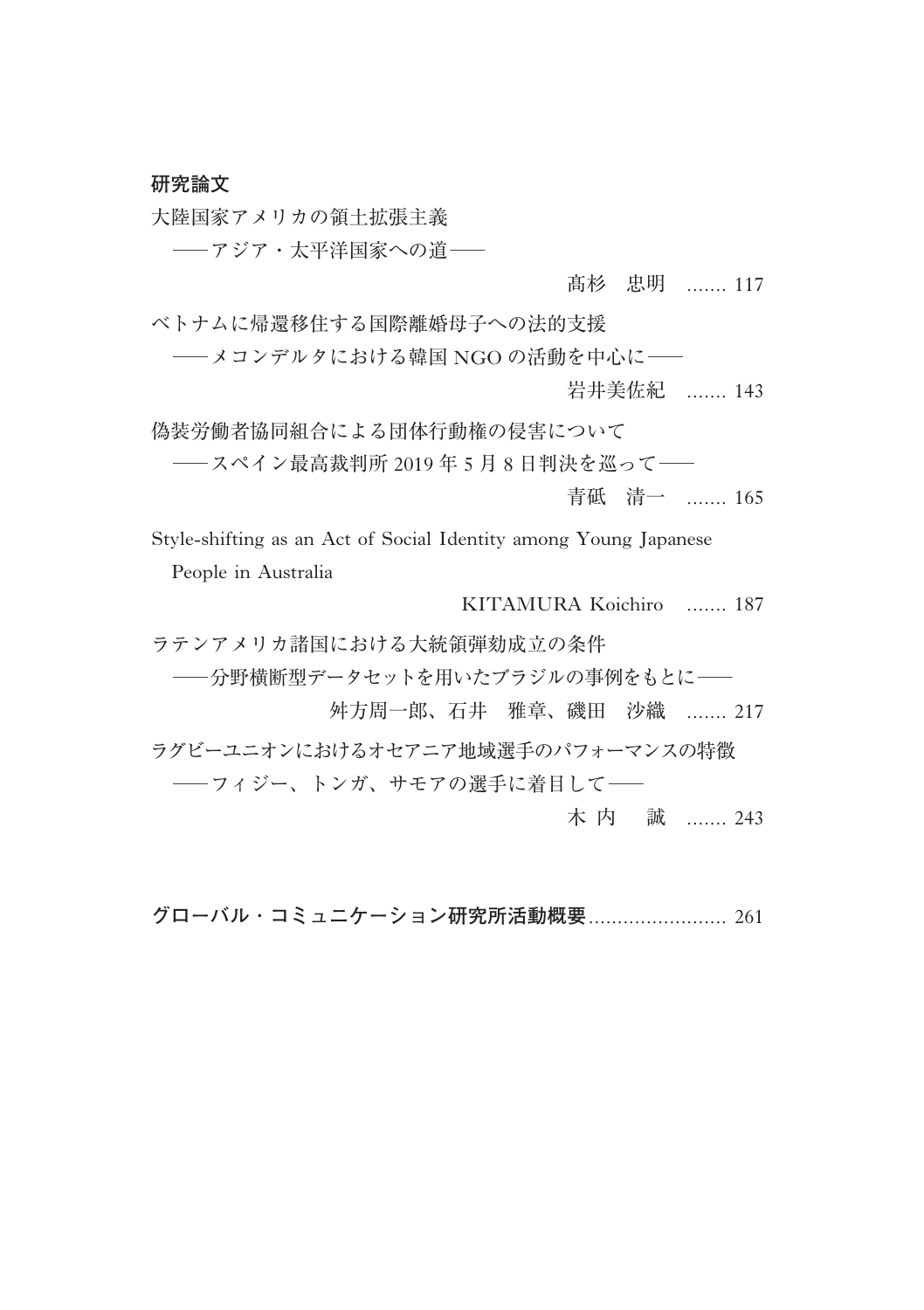## 研究論文

大陸国家アメリカの領土拡張主義
　――アジア・太平洋国家への道――

髙杉　忠明 ....... 117

ベトナムに帰還移住する国際離婚母子への法的支援
　――メコンデルタにおける韓国 NGO の活動を中心に――

岩井美佐紀 ....... 143

偽装労働者協同組合による団体行動権の侵害について
　――スペイン最高裁判所 2019 年 5 月 8 日判決を巡って――

青砥　清一 ....... 165

Style-shifting as an Act of Social Identity among Young Japanese People in Australia

KITAMURA Koichiro ....... 187

ラテンアメリカ諸国における大統領弾劾成立の条件
　――分野横断型データセットを用いたブラジルの事例をもとに――

舛方周一郎、石井　雅章、磯田　沙織 ....... 217

ラグビーユニオンにおけるオセアニア地域選手のパフォーマンスの特徴
　――フィジー、トンガ、サモアの選手に着目して――

木内　誠 ....... 243

**グローバル・コミュニケーション研究所活動概要** ........................ 261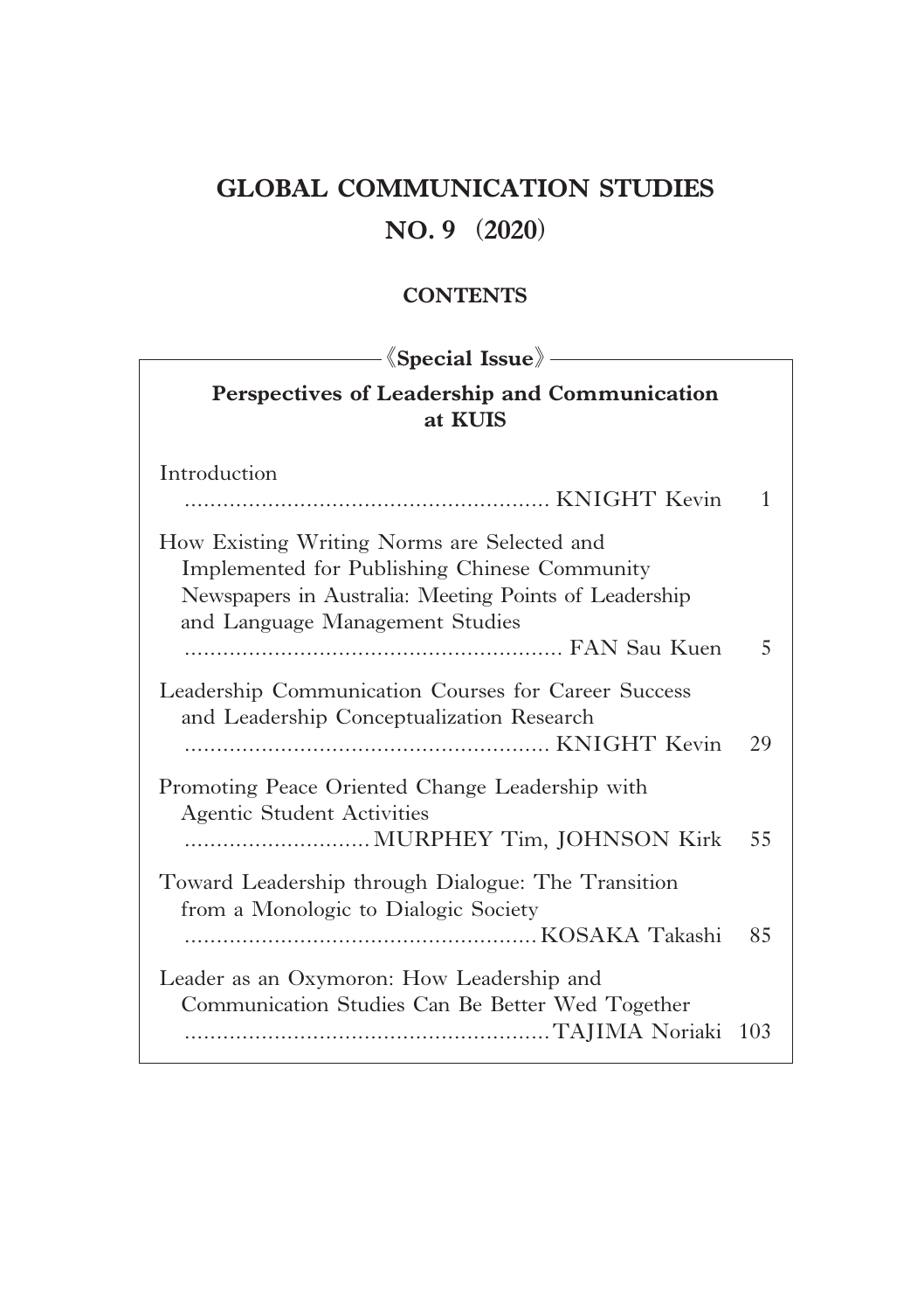# GLOBAL COMMUNICATION STUDIES

# NO. 9 (2020)

## CONTENTS

《**Special Issue**》

**Perspectives of Leadership and Communication at KUIS**

| Title | Author | Page |
| --- | --- | --- |
| Introduction | KNIGHT Kevin | 1 |
| How Existing Writing Norms are Selected and Implemented for Publishing Chinese Community Newspapers in Australia: Meeting Points of Leadership and Language Management Studies | FAN Sau Kuen | 5 |
| Leadership Communication Courses for Career Success and Leadership Conceptualization Research | KNIGHT Kevin | 29 |
| Promoting Peace Oriented Change Leadership with Agentic Student Activities | MURPHEY Tim, JOHNSON Kirk | 55 |
| Toward Leadership through Dialogue: The Transition from a Monologic to Dialogic Society | KOSAKA Takashi | 85 |
| Leader as an Oxymoron: How Leadership and Communication Studies Can Be Better Wed Together | TAJIMA Noriaki | 103 |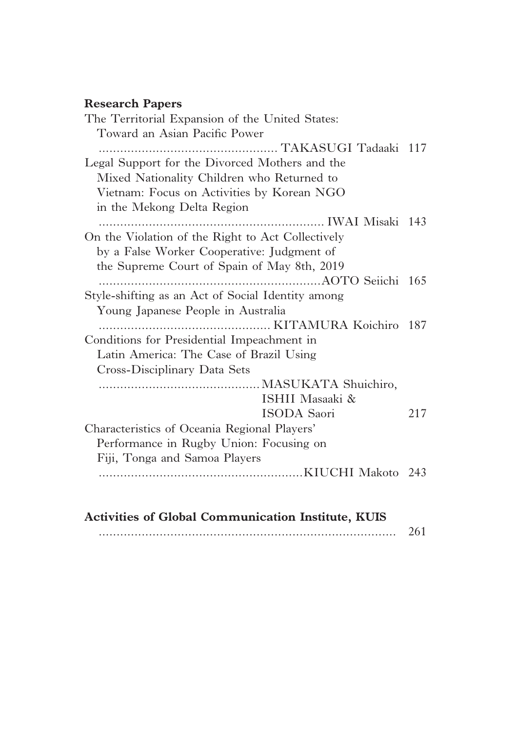## Research Papers

The Territorial Expansion of the United States: Toward an Asian Pacific Power
.................................................. TAKASUGI Tadaaki 117

Legal Support for the Divorced Mothers and the Mixed Nationality Children who Returned to Vietnam: Focus on Activities by Korean NGO in the Mekong Delta Region
.............................................................. IWAI Misaki 143

On the Violation of the Right to Act Collectively by a False Worker Cooperative: Judgment of the Supreme Court of Spain of May 8th, 2019
..............................................................AOTO Seiichi 165

Style-shifting as an Act of Social Identity among Young Japanese People in Australia
................................................ KITAMURA Koichiro 187

Conditions for Presidential Impeachment in Latin America: The Case of Brazil Using Cross-Disciplinary Data Sets
............................................MASUKATA Shuichiro, ISHII Masaaki & ISODA Saori 217

Characteristics of Oceania Regional Players' Performance in Rugby Union: Focusing on Fiji, Tonga and Samoa Players
.........................................................KIUCHI Makoto 243

## Activities of Global Communication Institute, KUIS

.................................................................................... 261